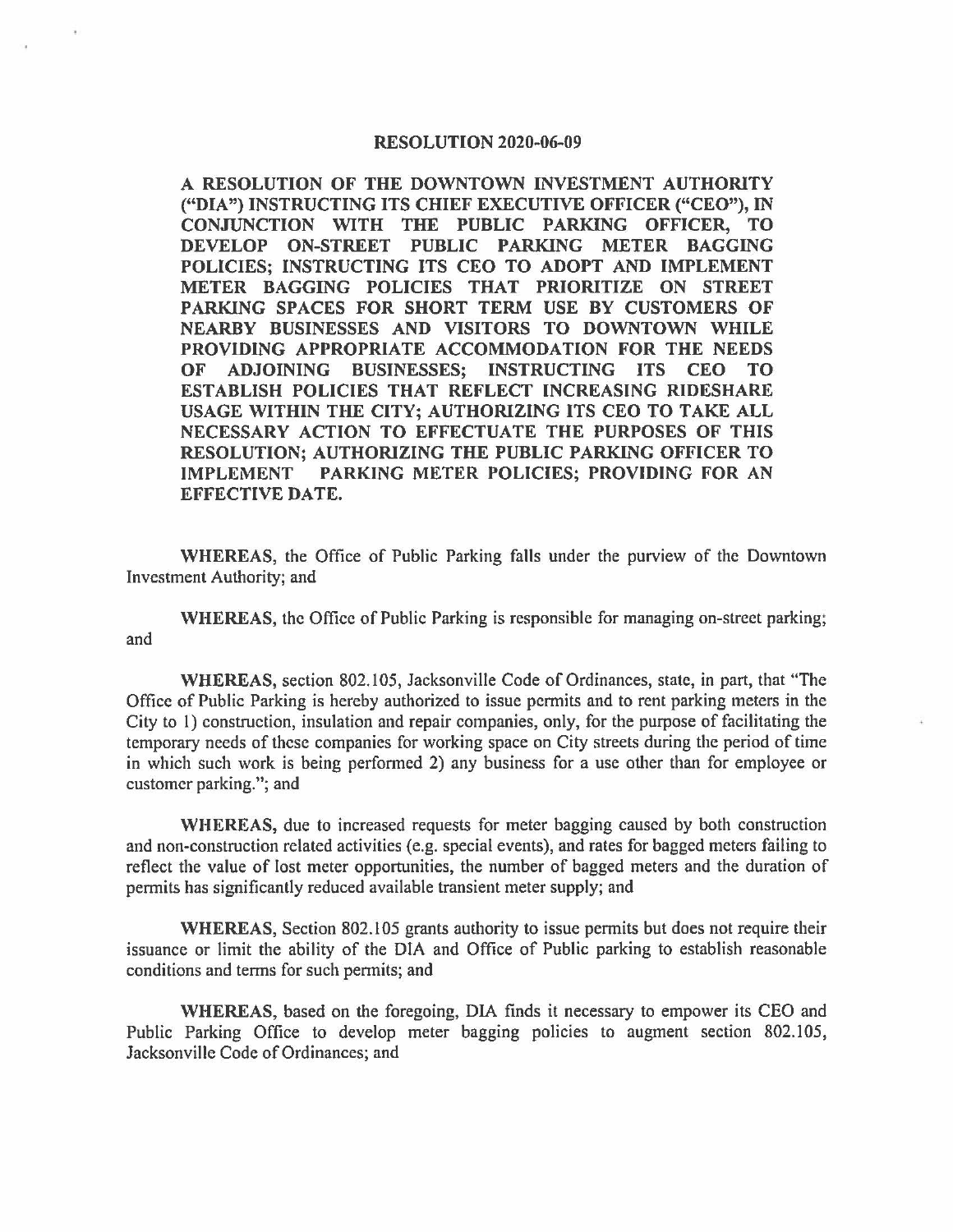# RESOLUTION 2020-06-09

**A RESOLUTION OF THE DOWNTOWN INVESTMENT AUTHORITY ("DIA") INSTRUCTING ITS CHIEF EXECUTIVE OFFICER ("CEO"), IN CONJUNCTION WITH THE PUBLIC PARKING OFFICER, TO DEVELOP ON-STREET PUBLIC PARKING METER BAGGING POLICIES; INSTRUCTING ITS CEO TO ADOPT AND IMPLEMENT METER BAGGING POLICIES THAT PRIORITIZE ON STREET PARKING SPACES FOR SHORT TERM USE BY CUSTOMERS OF NEARBY BUSINESSES AND VISITORS TO DOWNTOWN WHILE PROVIDING APPROPRIATE ACCOMMODATION FOR THE NEEDS OF ADJOINING BUSINESSES; INSTRUCTING ITS CEO TO ESTABLISH POLICIES THAT REFLECT INCREASING RIDESHARE USAGE WITHIN THE CITY; AUTHORIZING ITS CEO TO TAKE ALL NECESSARY ACTION TO EFFECTUATE THE PURPOSES OF THIS RESOLUTION; AUTHORIZING THE PUBLIC PARKING OFFICER TO IMPLEMENT PARKING METER POLICIES; PROVIDING FOR AN EFFECTIVE DATE.**

**WHEREAS,** the Office of Public Parking falls under the purview of the Downtown Investment Authority; and

**WHEREAS,** the Office of Public Parking is responsible for managing on-street parking; and

**WHEREAS,** section 802.105, Jacksonville Code of Ordinances, state, in part, that "The Office of Public Parking is hereby authorized to issue permits and to rent parking meters in the City to 1) construction, insulation and repair companies, only, for the purpose of facilitating the temporary needs of these companies for working space on City streets during the period of time in which such work is being performed 2) any business for a use other than for employee or customer parking."; and

**WHEREAS,** due to increased requests for meter bagging caused by both construction and non-construction related activities (e.g. special events), and rates for bagged meters failing to reflect the value of lost meter opportunities, the number of bagged meters and the duration of permits has significantly reduced available transient meter supply; and

**WHEREAS,** Section 802.105 grants authority to issue permits but does not require their issuance or limit the ability of the DIA and Office of Public parking to establish reasonable conditions and terms for such permits; and

**WHEREAS,** based on the foregoing, DIA finds it necessary to empower its CEO and Public Parking Office to develop meter bagging policies to augment section 802.105, Jacksonville Code of Ordinances; and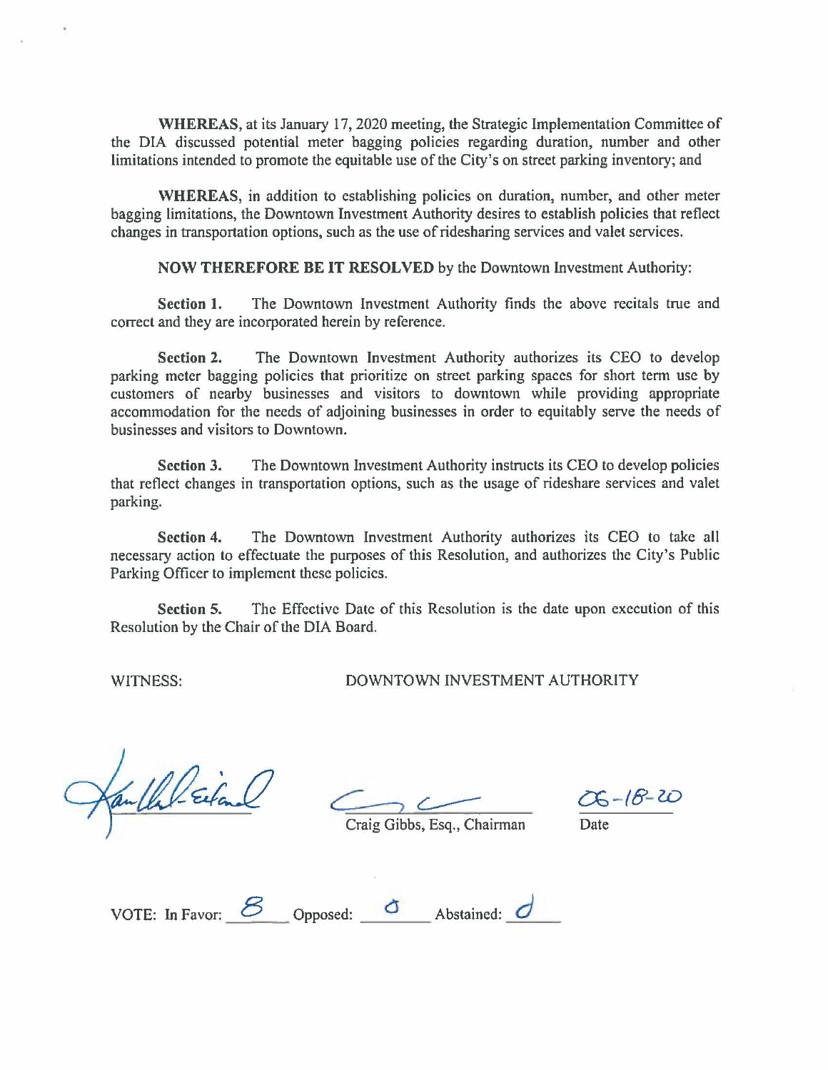**WHEREAS**, at its January 17, 2020 meeting, the Strategic Implementation Committee of the DIA discussed potential meter bagging policies regarding duration, number and other limitations intended to promote the equitable use of the City's on street parking inventory; and

**WHEREAS**, in addition to establishing policies on duration, number, and other meter bagging limitations, the Downtown Investment Authority desires to establish policies that reflect changes in transportation options, such as the use of ridesharing services and valet services.

**NOW THEREFORE BE IT RESOLVED** by the Downtown Investment Authority:

**Section 1.** The Downtown Investment Authority finds the above recitals true and correct and they are incorporated herein by reference.

**Section 2.** The Downtown Investment Authority authorizes its CEO to develop parking meter bagging policies that prioritize on street parking spaces for short term use by customers of nearby businesses and visitors to downtown while providing appropriate accommodation for the needs of adjoining businesses in order to equitably serve the needs of businesses and visitors to Downtown.

**Section 3.** The Downtown Investment Authority instructs its CEO to develop policies that reflect changes in transportation options, such as the usage of rideshare services and valet parking.

**Section 4.** The Downtown Investment Authority authorizes its CEO to take all necessary action to effectuate the purposes of this Resolution, and authorizes the City's Public Parking Officer to implement these policies.

**Section 5.** The Effective Date of this Resolution is the date upon execution of this Resolution by the Chair of the DIA Board.

WITNESS: DOWNTOWN INVESTMENT AUTHORITY

Craig Gibbs, Esq., Chairman

06-18-20
Date

VOTE: In Favor: 8 Opposed: 0 Abstained: 0